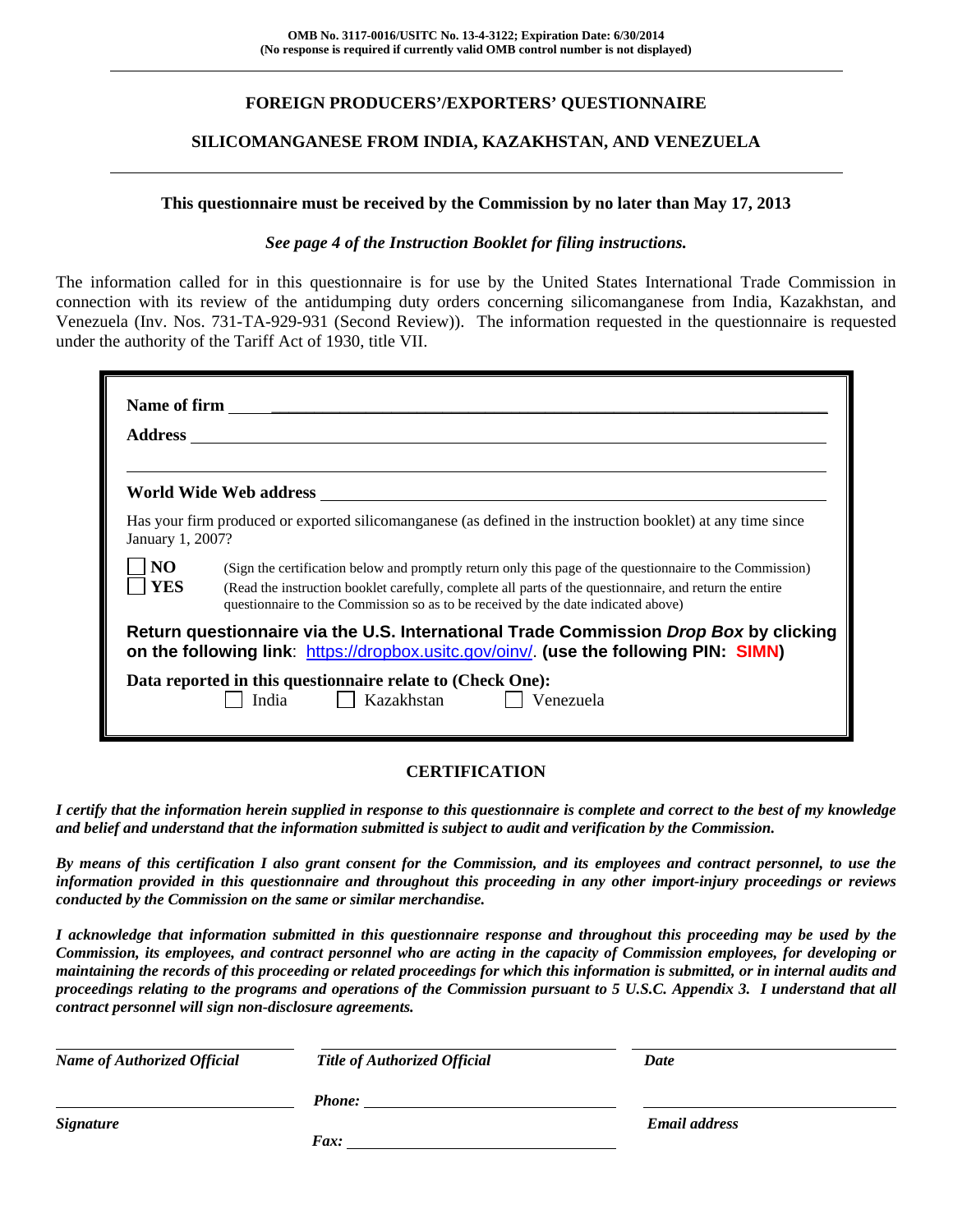**OMB No. 3117-0016/USITC No. 13-4-3122; Expiration Date: 6/30/2014**
**(No response is required if currently valid OMB control number is not displayed)**

# FOREIGN PRODUCERS'/EXPORTERS' QUESTIONNAIRE

## SILICOMANGANESE FROM INDIA, KAZAKHSTAN, AND VENEZUELA

**This questionnaire must be received by the Commission by no later than May 17, 2013**

***See page 4 of the Instruction Booklet for filing instructions.***

The information called for in this questionnaire is for use by the United States International Trade Commission in connection with its review of the antidumping duty orders concerning silicomanganese from India, Kazakhstan, and Venezuela (Inv. Nos. 731-TA-929-931 (Second Review)). The information requested in the questionnaire is requested under the authority of the Tariff Act of 1930, title VII.

**Name of firm** ______________________________

**Address** ______________________________

______________________________

**World Wide Web address** ______________________________

Has your firm produced or exported silicomanganese (as defined in the instruction booklet) at any time since January 1, 2007?

☐ **NO** (Sign the certification below and promptly return only this page of the questionnaire to the Commission)
☐ **YES** (Read the instruction booklet carefully, complete all parts of the questionnaire, and return the entire questionnaire to the Commission so as to be received by the date indicated above)

**Return questionnaire via the U.S. International Trade Commission *Drop Box* by clicking on the following link**: https://dropbox.usitc.gov/oinv/. **(use the following PIN: SIMN)**

**Data reported in this questionnaire relate to (Check One):**
☐ India ☐ Kazakhstan ☐ Venezuela

## CERTIFICATION

***I certify that the information herein supplied in response to this questionnaire is complete and correct to the best of my knowledge and belief and understand that the information submitted is subject to audit and verification by the Commission.***

***By means of this certification I also grant consent for the Commission, and its employees and contract personnel, to use the information provided in this questionnaire and throughout this proceeding in any other import-injury proceedings or reviews conducted by the Commission on the same or similar merchandise.***

***I acknowledge that information submitted in this questionnaire response and throughout this proceeding may be used by the Commission, its employees, and contract personnel who are acting in the capacity of Commission employees, for developing or maintaining the records of this proceeding or related proceedings for which this information is submitted, or in internal audits and proceedings relating to the programs and operations of the Commission pursuant to 5 U.S.C. Appendix 3. I understand that all contract personnel will sign non-disclosure agreements.***

| ______________________ | ______________________ | ______________________ |
|---|---|---|
| ***Name of Authorized Official*** | ***Title of Authorized Official*** | ***Date*** |
| ______________________ | ***Phone:*** ______________ | ______________________ |
| ***Signature*** | ***Fax:*** ______________ | ***Email address*** |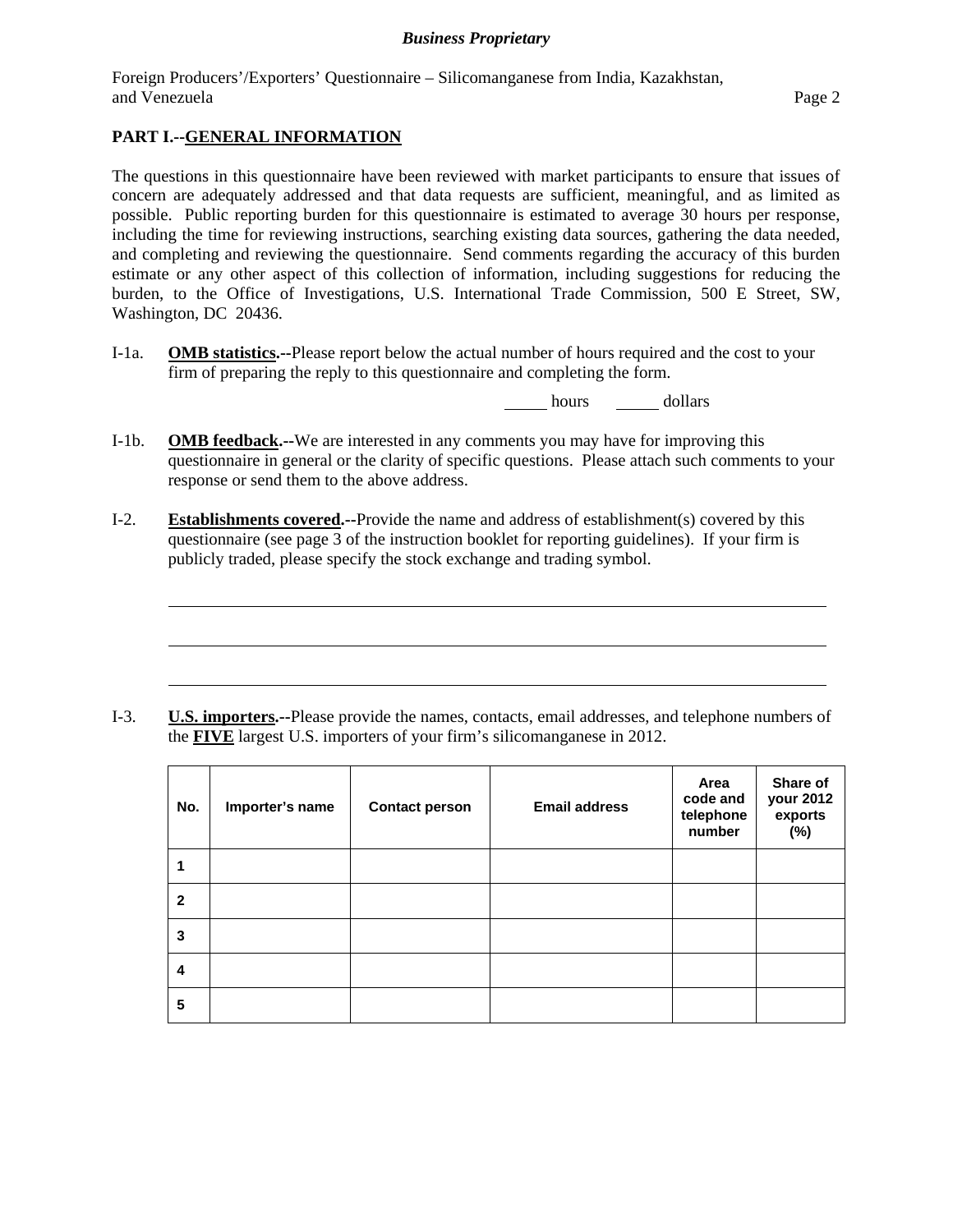**PART I.--GENERAL INFORMATION**

The questions in this questionnaire have been reviewed with market participants to ensure that issues of concern are adequately addressed and that data requests are sufficient, meaningful, and as limited as possible. Public reporting burden for this questionnaire is estimated to average 30 hours per response, including the time for reviewing instructions, searching existing data sources, gathering the data needed, and completing and reviewing the questionnaire. Send comments regarding the accuracy of this burden estimate or any other aspect of this collection of information, including suggestions for reducing the burden, to the Office of Investigations, U.S. International Trade Commission, 500 E Street, SW, Washington, DC 20436.

I-1a. **OMB statistics.--**Please report below the actual number of hours required and the cost to your firm of preparing the reply to this questionnaire and completing the form.

_____ hours _____ dollars

I-1b. **OMB feedback.--**We are interested in any comments you may have for improving this questionnaire in general or the clarity of specific questions. Please attach such comments to your response or send them to the above address.

I-2. **Establishments covered.--**Provide the name and address of establishment(s) covered by this questionnaire (see page 3 of the instruction booklet for reporting guidelines). If your firm is publicly traded, please specify the stock exchange and trading symbol.

______________________________________________________________________

______________________________________________________________________

______________________________________________________________________

I-3. **U.S. importers.--**Please provide the names, contacts, email addresses, and telephone numbers of the **FIVE** largest U.S. importers of your firm's silicomanganese in 2012.

| No. | Importer's name | Contact person | Email address | Area code and telephone number | Share of your 2012 exports (%) |
|---|---|---|---|---|---|
| 1 | | | | | |
| 2 | | | | | |
| 3 | | | | | |
| 4 | | | | | |
| 5 | | | | | |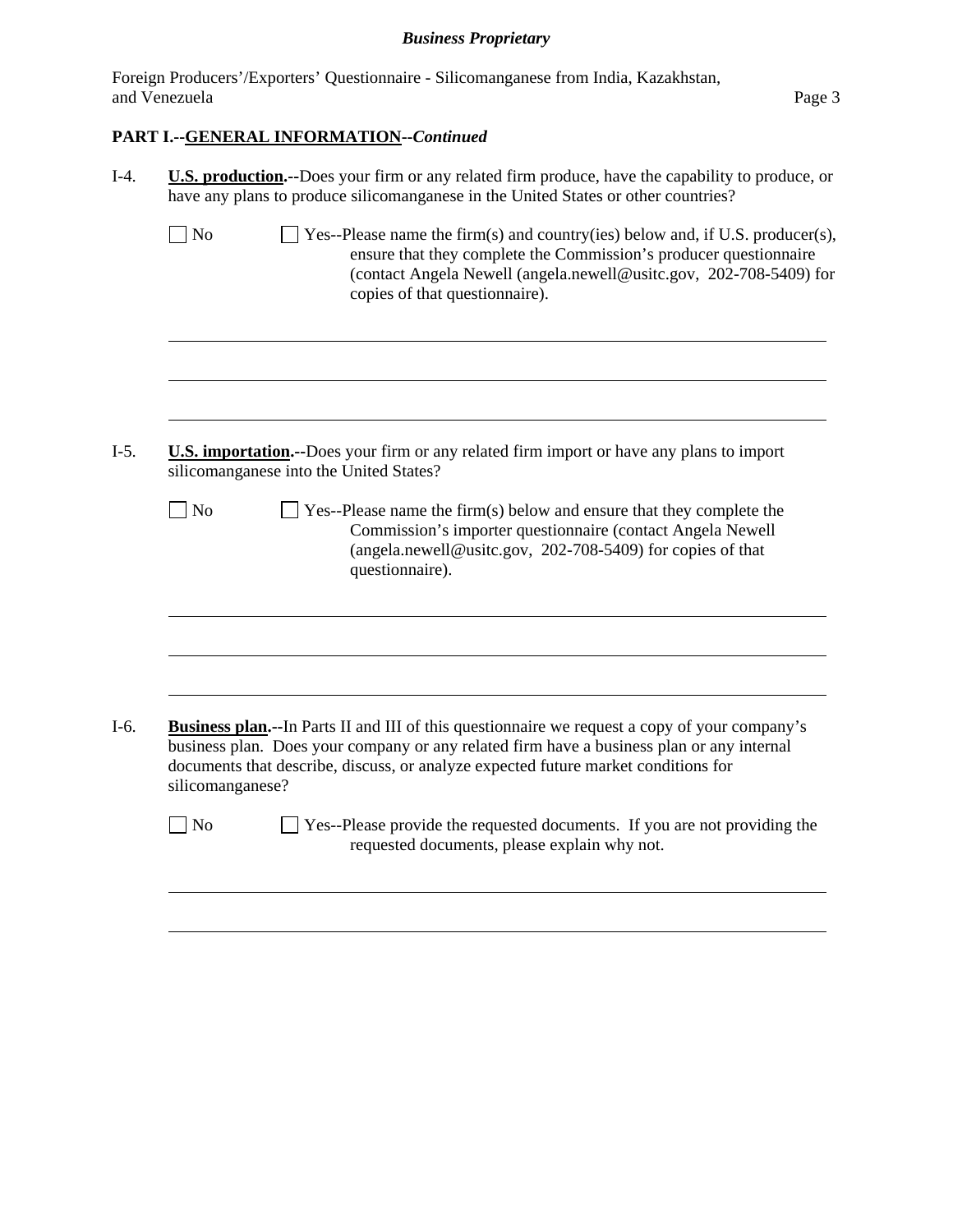## PART I.--GENERAL INFORMATION--*Continued*

I-4. **U.S. production.--**Does your firm or any related firm produce, have the capability to produce, or have any plans to produce silicomanganese in the United States or other countries?

☐ No ☐ Yes--Please name the firm(s) and country(ies) below and, if U.S. producer(s), ensure that they complete the Commission's producer questionnaire (contact Angela Newell (angela.newell@usitc.gov, 202-708-5409) for copies of that questionnaire).

---

---

---

I-5. **U.S. importation.--**Does your firm or any related firm import or have any plans to import silicomanganese into the United States?

☐ No ☐ Yes--Please name the firm(s) below and ensure that they complete the Commission's importer questionnaire (contact Angela Newell (angela.newell@usitc.gov, 202-708-5409) for copies of that questionnaire).

---

---

---

I-6. **Business plan.--**In Parts II and III of this questionnaire we request a copy of your company's business plan. Does your company or any related firm have a business plan or any internal documents that describe, discuss, or analyze expected future market conditions for silicomanganese?

☐ No ☐ Yes--Please provide the requested documents. If you are not providing the requested documents, please explain why not.

---

---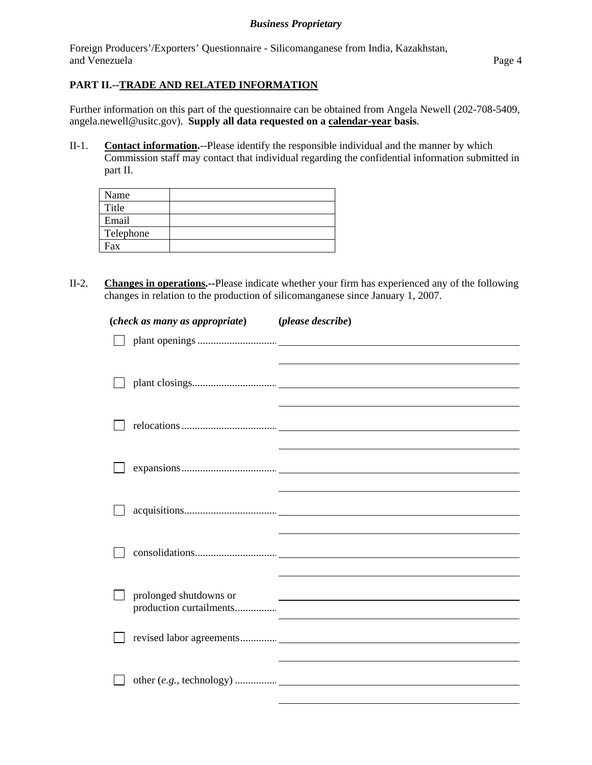**PART II.--TRADE AND RELATED INFORMATION**

Further information on this part of the questionnaire can be obtained from Angela Newell (202-708-5409, angela.newell@usitc.gov). **Supply all data requested on a calendar-year basis**.

II-1. **Contact information.**--Please identify the responsible individual and the manner by which Commission staff may contact that individual regarding the confidential information submitted in part II.

| | |
|---|---|
| Name | |
| Title | |
| Email | |
| Telephone | |
| Fax | |

II-2. **Changes in operations.**--Please indicate whether your firm has experienced any of the following changes in relation to the production of silicomanganese since January 1, 2007.

**(*check as many as appropriate*)** **(*please describe*)**

☐ plant openings ............................ ______________________________

☐ plant closings............................... ______________________________

☐ relocations ................................... ______________________________

☐ expansions ................................... ______________________________

☐ acquisitions.................................. ______________________________

☐ consolidations.............................. ______________________________

☐ prolonged shutdowns or production curtailments................ ______________________________

☐ revised labor agreements............. ______________________________

☐ other (*e.g.*, technology) ................ ______________________________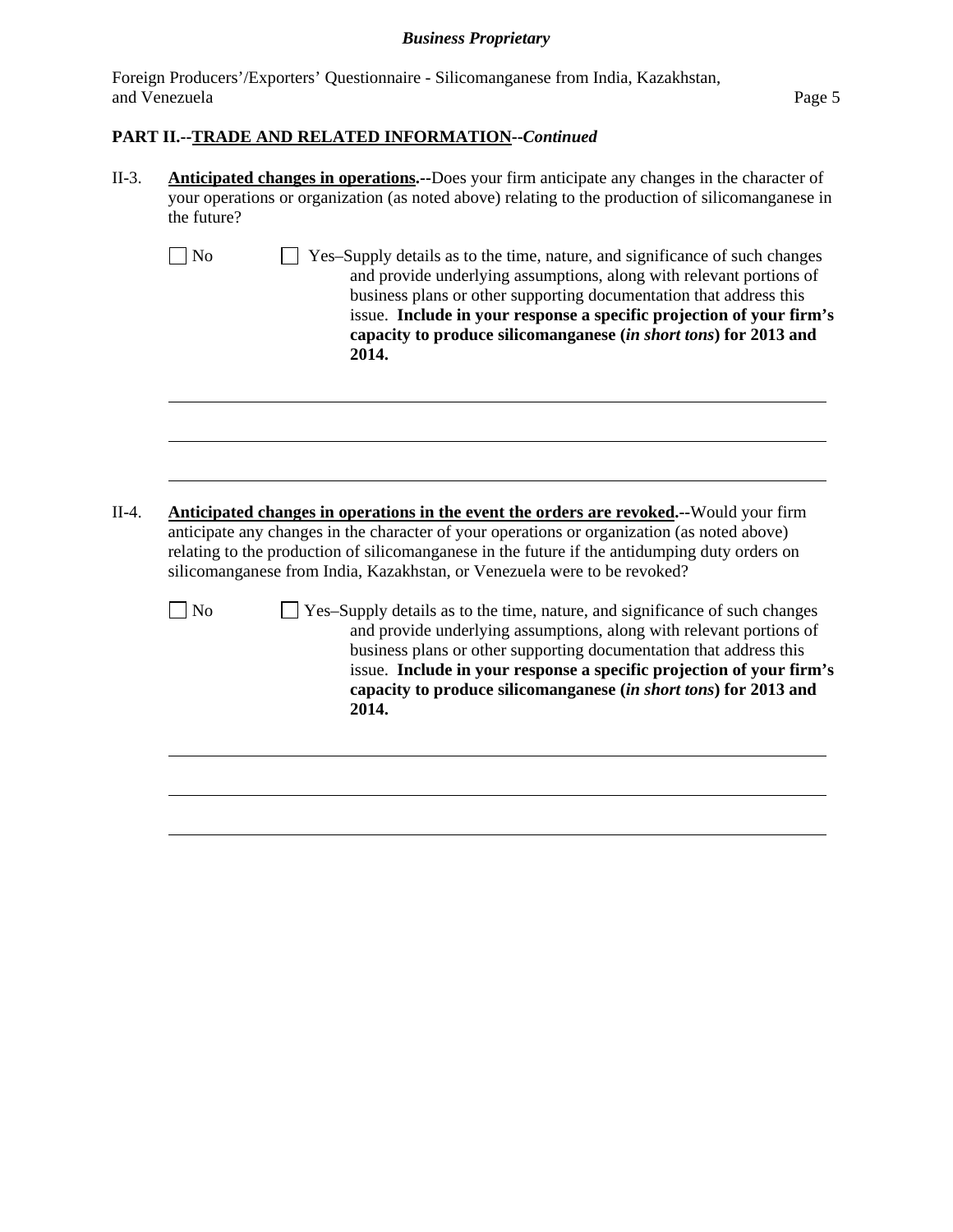## PART II.--TRADE AND RELATED INFORMATION--*Continued*

II-3. **Anticipated changes in operations.--**Does your firm anticipate any changes in the character of your operations or organization (as noted above) relating to the production of silicomanganese in the future?

☐ No ☐ Yes–Supply details as to the time, nature, and significance of such changes and provide underlying assumptions, along with relevant portions of business plans or other supporting documentation that address this issue. **Include in your response a specific projection of your firm's capacity to produce silicomanganese (*in short tons*) for 2013 and 2014.**

\_\_\_\_\_\_\_\_\_\_\_\_\_\_\_\_\_\_\_\_\_\_\_\_\_\_\_\_\_\_\_\_\_\_\_\_\_\_\_\_\_\_\_\_\_\_\_\_\_\_\_\_\_\_\_\_\_\_\_\_\_\_\_\_\_\_\_\_\_\_\_\_\_\_\_\_

\_\_\_\_\_\_\_\_\_\_\_\_\_\_\_\_\_\_\_\_\_\_\_\_\_\_\_\_\_\_\_\_\_\_\_\_\_\_\_\_\_\_\_\_\_\_\_\_\_\_\_\_\_\_\_\_\_\_\_\_\_\_\_\_\_\_\_\_\_\_\_\_\_\_\_\_

\_\_\_\_\_\_\_\_\_\_\_\_\_\_\_\_\_\_\_\_\_\_\_\_\_\_\_\_\_\_\_\_\_\_\_\_\_\_\_\_\_\_\_\_\_\_\_\_\_\_\_\_\_\_\_\_\_\_\_\_\_\_\_\_\_\_\_\_\_\_\_\_\_\_\_\_

II-4. **Anticipated changes in operations in the event the orders are revoked.--**Would your firm anticipate any changes in the character of your operations or organization (as noted above) relating to the production of silicomanganese in the future if the antidumping duty orders on silicomanganese from India, Kazakhstan, or Venezuela were to be revoked?

☐ No ☐ Yes–Supply details as to the time, nature, and significance of such changes and provide underlying assumptions, along with relevant portions of business plans or other supporting documentation that address this issue. **Include in your response a specific projection of your firm's capacity to produce silicomanganese (*in short tons*) for 2013 and 2014.**

\_\_\_\_\_\_\_\_\_\_\_\_\_\_\_\_\_\_\_\_\_\_\_\_\_\_\_\_\_\_\_\_\_\_\_\_\_\_\_\_\_\_\_\_\_\_\_\_\_\_\_\_\_\_\_\_\_\_\_\_\_\_\_\_\_\_\_\_\_\_\_\_\_\_\_\_

\_\_\_\_\_\_\_\_\_\_\_\_\_\_\_\_\_\_\_\_\_\_\_\_\_\_\_\_\_\_\_\_\_\_\_\_\_\_\_\_\_\_\_\_\_\_\_\_\_\_\_\_\_\_\_\_\_\_\_\_\_\_\_\_\_\_\_\_\_\_\_\_\_\_\_\_

\_\_\_\_\_\_\_\_\_\_\_\_\_\_\_\_\_\_\_\_\_\_\_\_\_\_\_\_\_\_\_\_\_\_\_\_\_\_\_\_\_\_\_\_\_\_\_\_\_\_\_\_\_\_\_\_\_\_\_\_\_\_\_\_\_\_\_\_\_\_\_\_\_\_\_\_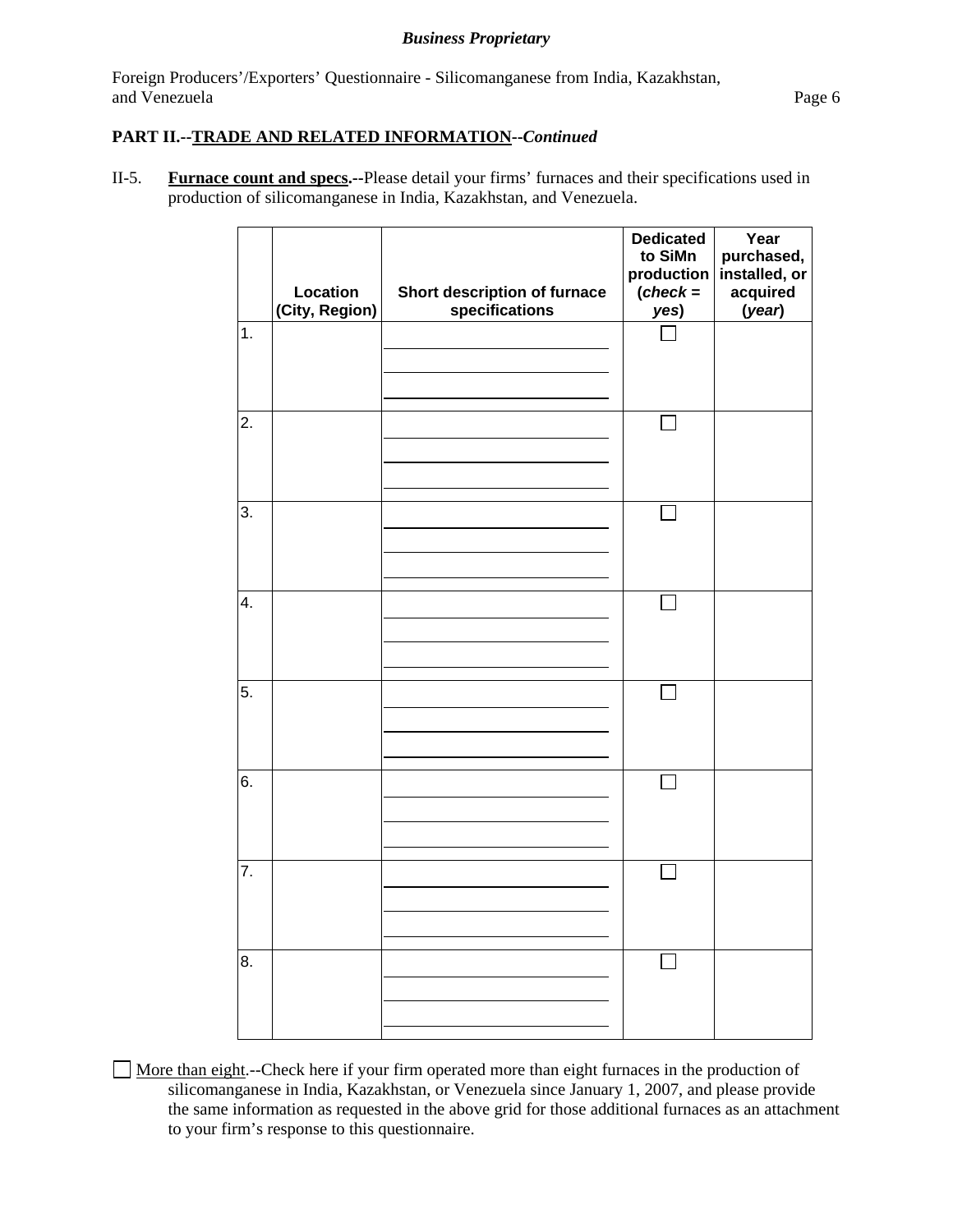**PART II.--TRADE AND RELATED INFORMATION--*Continued***

II-5. **Furnace count and specs.--**Please detail your firms' furnaces and their specifications used in production of silicomanganese in India, Kazakhstan, and Venezuela.

| | Location (City, Region) | Short description of furnace specifications | Dedicated to SiMn production (*check = yes*) | Year purchased, installed, or acquired (*year*) |
|---|---|---|---|---|
| 1. | | | ☐ | |
| 2. | | | ☐ | |
| 3. | | | ☐ | |
| 4. | | | ☐ | |
| 5. | | | ☐ | |
| 6. | | | ☐ | |
| 7. | | | ☐ | |
| 8. | | | ☐ | |

☐ More than eight.--Check here if your firm operated more than eight furnaces in the production of silicomanganese in India, Kazakhstan, or Venezuela since January 1, 2007, and please provide the same information as requested in the above grid for those additional furnaces as an attachment to your firm's response to this questionnaire.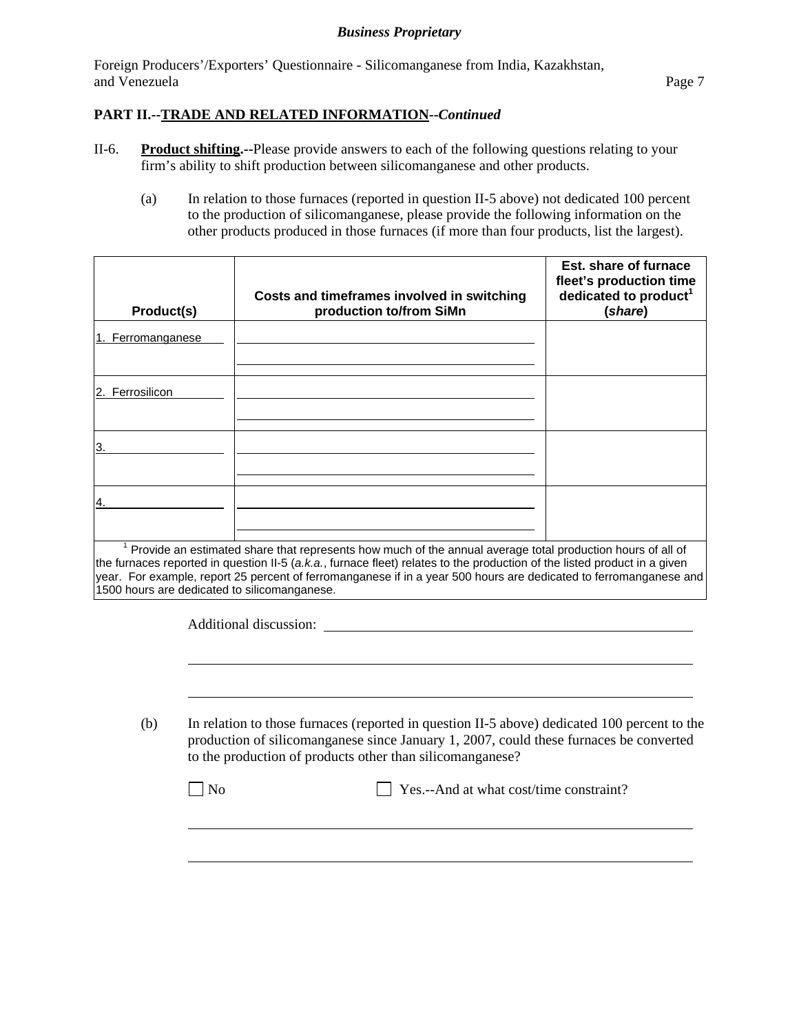**PART II.--TRADE AND RELATED INFORMATION--*Continued***

II-6. **Product shifting.--**Please provide answers to each of the following questions relating to your firm's ability to shift production between silicomanganese and other products.

(a) In relation to those furnaces (reported in question II-5 above) not dedicated 100 percent to the production of silicomanganese, please provide the following information on the other products produced in those furnaces (if more than four products, list the largest).

| Product(s) | Costs and timeframes involved in switching production to/from SiMn | Est. share of furnace fleet's production time dedicated to product[1] (*share*) |
|---|---|---|
| 1. Ferromanganese | | |
| 2. Ferrosilicon | | |
| 3. | | |
| 4. | | |

[1] Provide an estimated share that represents how much of the annual average total production hours of all of the furnaces reported in question II-5 (*a.k.a.*, furnace fleet) relates to the production of the listed product in a given year. For example, report 25 percent of ferromanganese if in a year 500 hours are dedicated to ferromanganese and 1500 hours are dedicated to silicomanganese.

Additional discussion: \_\_\_\_\_\_\_\_\_\_\_\_\_\_\_\_\_\_\_\_\_\_\_\_\_\_\_\_\_\_\_\_\_\_\_\_\_\_\_\_\_\_\_\_\_\_

(b) In relation to those furnaces (reported in question II-5 above) dedicated 100 percent to the production of silicomanganese since January 1, 2007, could these furnaces be converted to the production of products other than silicomanganese?

☐ No ☐ Yes.--And at what cost/time constraint?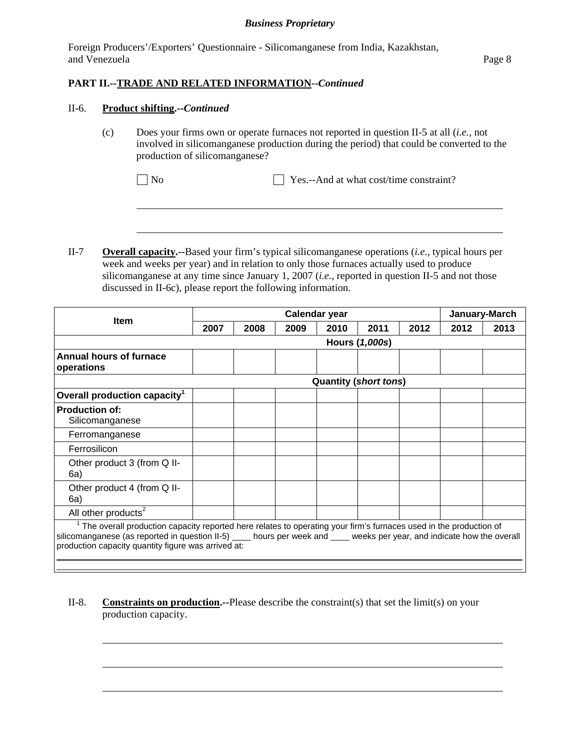**Business Proprietary**

Foreign Producers'/Exporters' Questionnaire - Silicomanganese from India, Kazakhstan, and Venezuela

## PART II.--TRADE AND RELATED INFORMATION--*Continued*

II-6. **Product shifting.--*Continued***

(c) Does your firms own or operate furnaces not reported in question II-5 at all (*i.e.*, not involved in silicomanganese production during the period) that could be converted to the production of silicomanganese?

☐ No ☐ Yes.--And at what cost/time constraint?

______________________________________________________________________

______________________________________________________________________

II-7 **Overall capacity.--**Based your firm's typical silicomanganese operations (*i.e.*, typical hours per week and weeks per year) and in relation to only those furnaces actually used to produce silicomanganese at any time since January 1, 2007 (*i.e.*, reported in question II-5 and not those discussed in II-6c), please report the following information.

| Item | Calendar year | | | | | | January-March | |
|---|---|---|---|---|---|---|---|---|
| | 2007 | 2008 | 2009 | 2010 | 2011 | 2012 | 2012 | 2013 |
| | Hours (*1,000s*) | | | | | | | |
| **Annual hours of furnace operations** | | | | | | | | |
| | Quantity (*short tons*) | | | | | | | |
| **Overall production capacity**[1] | | | | | | | | |
| **Production of:** Silicomanganese | | | | | | | | |
| Ferromanganese | | | | | | | | |
| Ferrosilicon | | | | | | | | |
| Other product 3 (from Q II-6a) | | | | | | | | |
| Other product 4 (from Q II-6a) | | | | | | | | |
| All other products[2] | | | | | | | | |

[1] The overall production capacity reported here relates to operating your firm's furnaces used in the production of silicomanganese (as reported in question II-5) ____ hours per week and ____ weeks per year, and indicate how the overall production capacity quantity figure was arrived at:

______________________________________________________________________

II-8. **Constraints on production.--**Please describe the constraint(s) that set the limit(s) on your production capacity.

______________________________________________________________________

______________________________________________________________________

______________________________________________________________________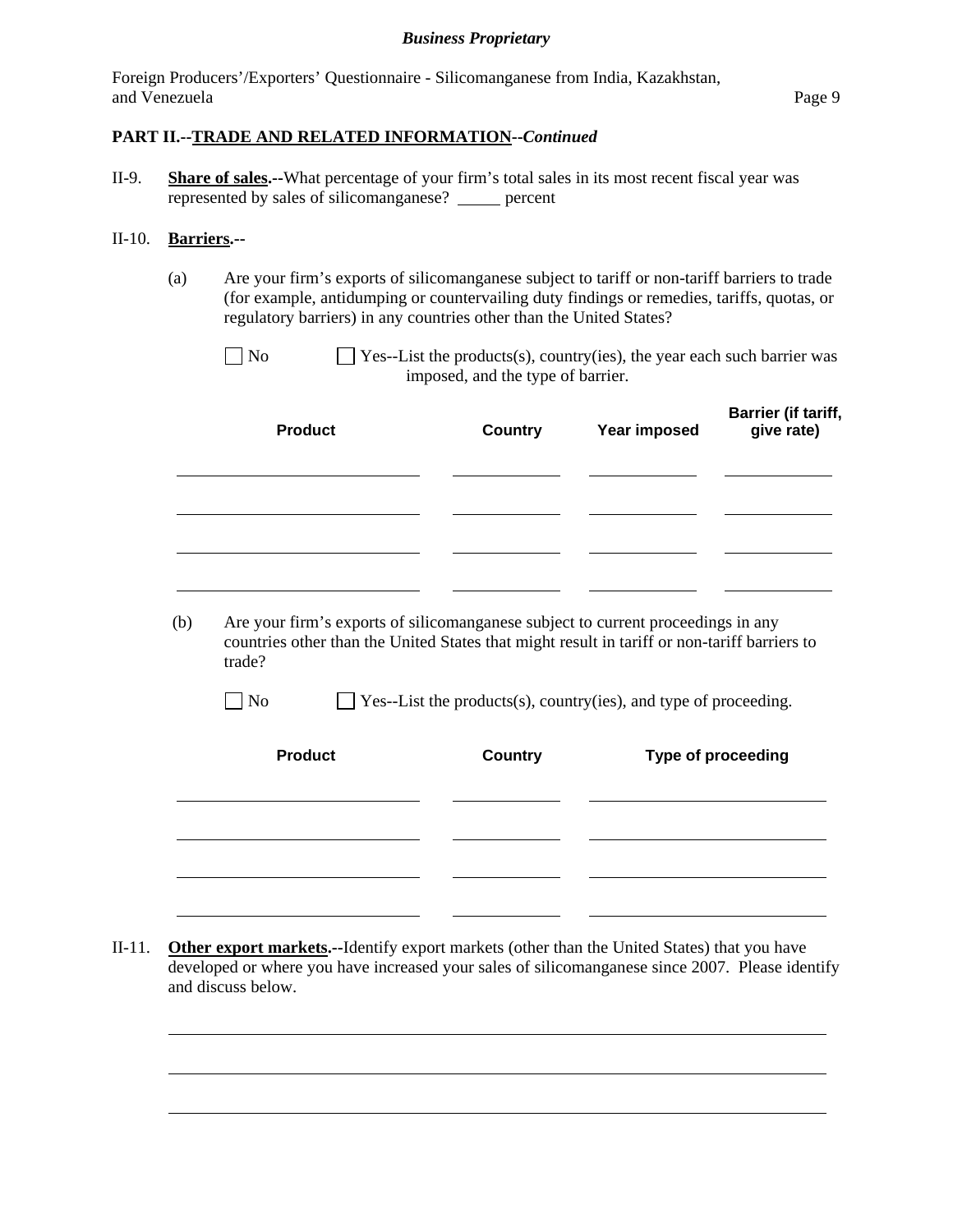**PART II.--TRADE AND RELATED INFORMATION--*Continued***

II-9. **Share of sales.--**What percentage of your firm's total sales in its most recent fiscal year was represented by sales of silicomanganese? _____ percent

II-10. **Barriers.--**

(a) Are your firm's exports of silicomanganese subject to tariff or non-tariff barriers to trade (for example, antidumping or countervailing duty findings or remedies, tariffs, quotas, or regulatory barriers) in any countries other than the United States?

☐ No ☐ Yes--List the products(s), country(ies), the year each such barrier was imposed, and the type of barrier.

| Product | Country | Year imposed | Barrier (if tariff, give rate) |
|---|---|---|---|
| | | | |
| | | | |
| | | | |
| | | | |

(b) Are your firm's exports of silicomanganese subject to current proceedings in any countries other than the United States that might result in tariff or non-tariff barriers to trade?

☐ No ☐ Yes--List the products(s), country(ies), and type of proceeding.

| Product | Country | Type of proceeding |
|---|---|---|
| | | |
| | | |
| | | |
| | | |

II-11. **Other export markets.--**Identify export markets (other than the United States) that you have developed or where you have increased your sales of silicomanganese since 2007. Please identify and discuss below.

_______________________________________________

_______________________________________________

_______________________________________________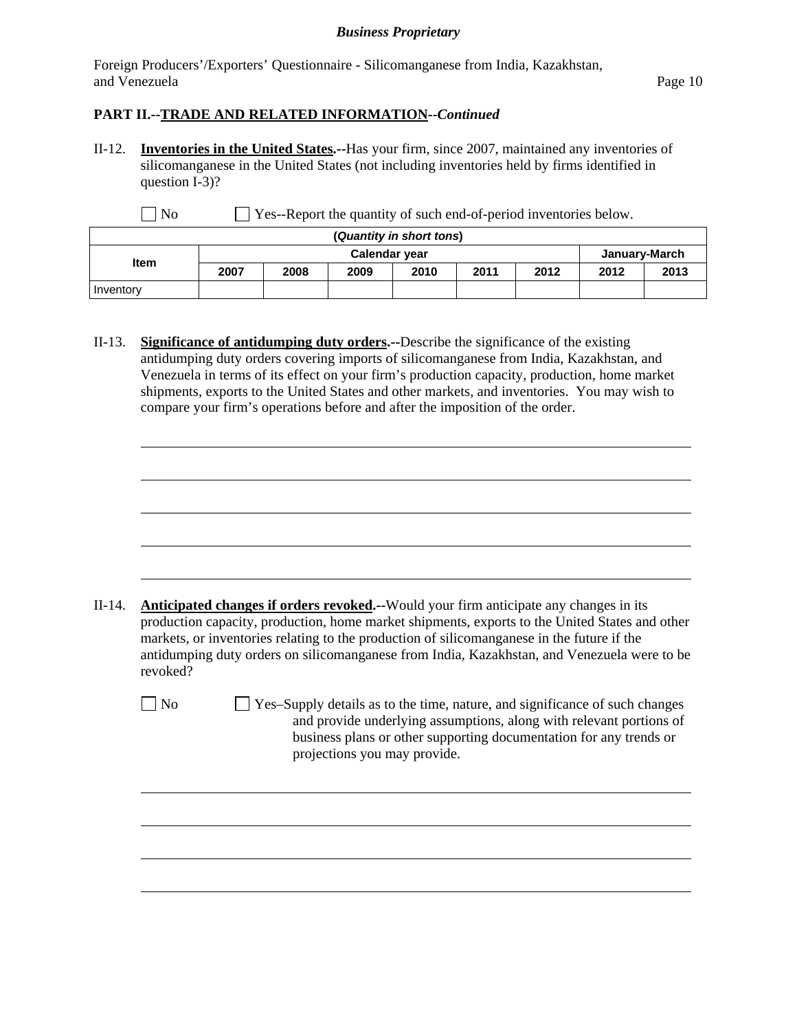**PART II.--TRADE AND RELATED INFORMATION--*Continued***

II-12. **Inventories in the United States.--**Has your firm, since 2007, maintained any inventories of silicomanganese in the United States (not including inventories held by firms identified in question I-3)?

☐ No ☐ Yes--Report the quantity of such end-of-period inventories below.

| (*Quantity in short tons*) | | | | | | | | |
|---|---|---|---|---|---|---|---|---|
| **Item** | **Calendar year** | | | | | | **January-March** | |
| | **2007** | **2008** | **2009** | **2010** | **2011** | **2012** | **2012** | **2013** |
| Inventory | | | | | | | | |

II-13. **Significance of antidumping duty orders.--**Describe the significance of the existing antidumping duty orders covering imports of silicomanganese from India, Kazakhstan, and Venezuela in terms of its effect on your firm's production capacity, production, home market shipments, exports to the United States and other markets, and inventories. You may wish to compare your firm's operations before and after the imposition of the order.

II-14. **Anticipated changes if orders revoked.--**Would your firm anticipate any changes in its production capacity, production, home market shipments, exports to the United States and other markets, or inventories relating to the production of silicomanganese in the future if the antidumping duty orders on silicomanganese from India, Kazakhstan, and Venezuela were to be revoked?

☐ No ☐ Yes–Supply details as to the time, nature, and significance of such changes and provide underlying assumptions, along with relevant portions of business plans or other supporting documentation for any trends or projections you may provide.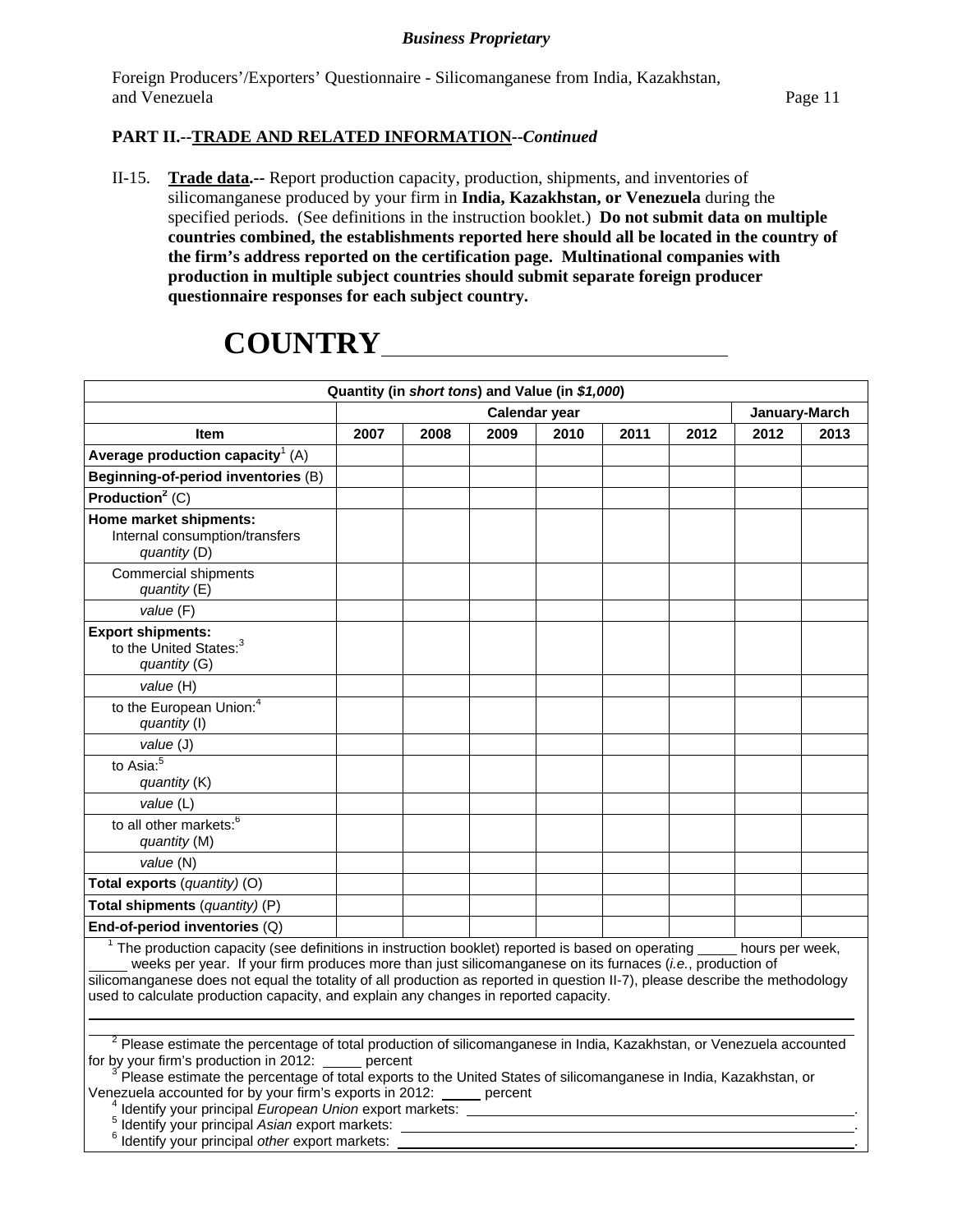**Business Proprietary**

Foreign Producers'/Exporters' Questionnaire - Silicomanganese from India, Kazakhstan, and Venezuela

**PART II.--TRADE AND RELATED INFORMATION--*Continued***

II-15. **Trade data.--** Report production capacity, production, shipments, and inventories of silicomanganese produced by your firm in **India, Kazakhstan, or Venezuela** during the specified periods. (See definitions in the instruction booklet.) **Do not submit data on multiple countries combined, the establishments reported here should all be located in the country of the firm's address reported on the certification page. Multinational companies with production in multiple subject countries should submit separate foreign producer questionnaire responses for each subject country.**

# COUNTRY ______________________

| Quantity (in *short tons*) and Value (in *$1,000*) | | | | | | | | |
|---|---|---|---|---|---|---|---|---|
| | Calendar year | | | | | | January-March | |
| **Item** | **2007** | **2008** | **2009** | **2010** | **2011** | **2012** | **2012** | **2013** |
| **Average production capacity**[1] (A) | | | | | | | | |
| **Beginning-of-period inventories** (B) | | | | | | | | |
| **Production**[2] (C) | | | | | | | | |
| **Home market shipments:** Internal consumption/transfers *quantity* (D) | | | | | | | | |
| Commercial shipments *quantity* (E) | | | | | | | | |
| *value* (F) | | | | | | | | |
| **Export shipments:** to the United States:[3] *quantity* (G) | | | | | | | | |
| *value* (H) | | | | | | | | |
| to the European Union:[4] *quantity* (I) | | | | | | | | |
| *value* (J) | | | | | | | | |
| to Asia:[5] *quantity* (K) | | | | | | | | |
| *value* (L) | | | | | | | | |
| to all other markets:[6] *quantity* (M) | | | | | | | | |
| *value* (N) | | | | | | | | |
| **Total exports** (*quantity*) (O) | | | | | | | | |
| **Total shipments** (*quantity*) (P) | | | | | | | | |
| **End-of-period inventories** (Q) | | | | | | | | |

[1] The production capacity (see definitions in instruction booklet) reported is based on operating _____ hours per week, _____ weeks per year. If your firm produces more than just silicomanganese on its furnaces (*i.e.*, production of silicomanganese does not equal the totality of all production as reported in question II-7), please describe the methodology used to calculate production capacity, and explain any changes in reported capacity.

______________________________________________________________________

______________________________________________________________________

[2] Please estimate the percentage of total production of silicomanganese in India, Kazakhstan, or Venezuela accounted for by your firm's production in 2012: _____ percent

[3] Please estimate the percentage of total exports to the United States of silicomanganese in India, Kazakhstan, or Venezuela accounted for by your firm's exports in 2012: _____ percent

[4] Identify your principal *European Union* export markets: ______________________________.

[5] Identify your principal *Asian* export markets: ______________________________.

[6] Identify your principal *other* export markets: ______________________________.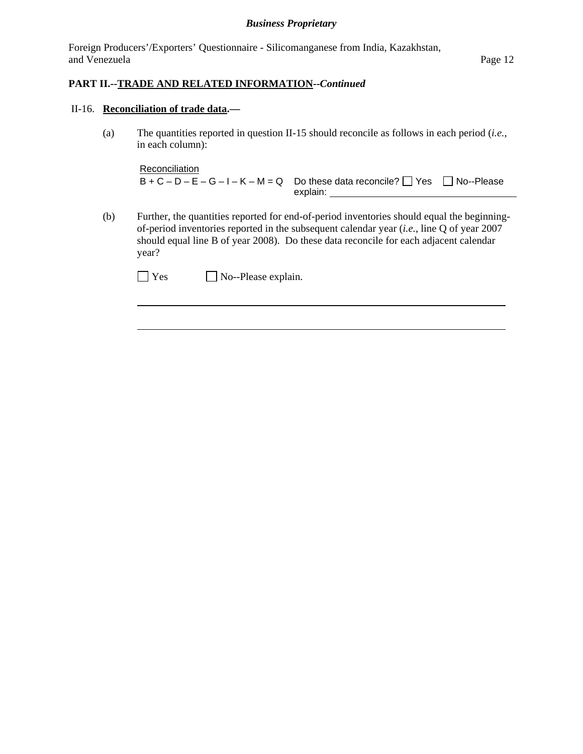**PART II.--TRADE AND RELATED INFORMATION--*Continued***

II-16. **Reconciliation of trade data.—**

(a) The quantities reported in question II-15 should reconcile as follows in each period (*i.e.*, in each column):

Reconciliation

B + C – D – E – G – I – K – M = Q   Do these data reconcile? ☐ Yes ☐ No--Please explain: ________________________

(b) Further, the quantities reported for end-of-period inventories should equal the beginning-of-period inventories reported in the subsequent calendar year (*i.e.*, line Q of year 2007 should equal line B of year 2008). Do these data reconcile for each adjacent calendar year?

☐ Yes ☐ No--Please explain.

________________________________________________________________________

________________________________________________________________________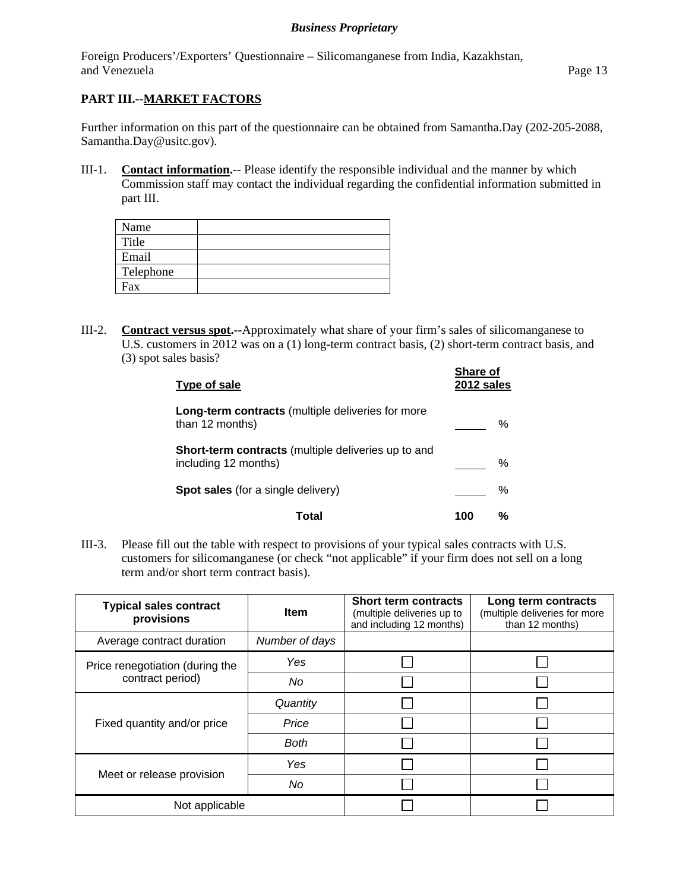## PART III.--MARKET FACTORS

Further information on this part of the questionnaire can be obtained from Samantha.Day (202-205-2088, Samantha.Day@usitc.gov).

III-1. **Contact information.**-- Please identify the responsible individual and the manner by which Commission staff may contact the individual regarding the confidential information submitted in part III.

| Name | |
|---|---|
| Title | |
| Email | |
| Telephone | |
| Fax | |

III-2. **Contract versus spot.**--Approximately what share of your firm's sales of silicomanganese to U.S. customers in 2012 was on a (1) long-term contract basis, (2) short-term contract basis, and (3) spot sales basis?

| Type of sale | Share of 2012 sales |
|---|---|
| **Long-term contracts** (multiple deliveries for more than 12 months) | ____ % |
| **Short-term contracts** (multiple deliveries up to and including 12 months) | ____ % |
| **Spot sales** (for a single delivery) | ____ % |
| **Total** | **100 %** |

III-3. Please fill out the table with respect to provisions of your typical sales contracts with U.S. customers for silicomanganese (or check "not applicable" if your firm does not sell on a long term and/or short term contract basis).

| Typical sales contract provisions | Item | Short term contracts (multiple deliveries up to and including 12 months) | Long term contracts (multiple deliveries for more than 12 months) |
|---|---|---|---|
| Average contract duration | *Number of days* | | |
| Price renegotiation (during the contract period) | *Yes* | ☐ | ☐ |
| | *No* | ☐ | ☐ |
| Fixed quantity and/or price | *Quantity* | ☐ | ☐ |
| | *Price* | ☐ | ☐ |
| | *Both* | ☐ | ☐ |
| Meet or release provision | *Yes* | ☐ | ☐ |
| | *No* | ☐ | ☐ |
| Not applicable | | ☐ | ☐ |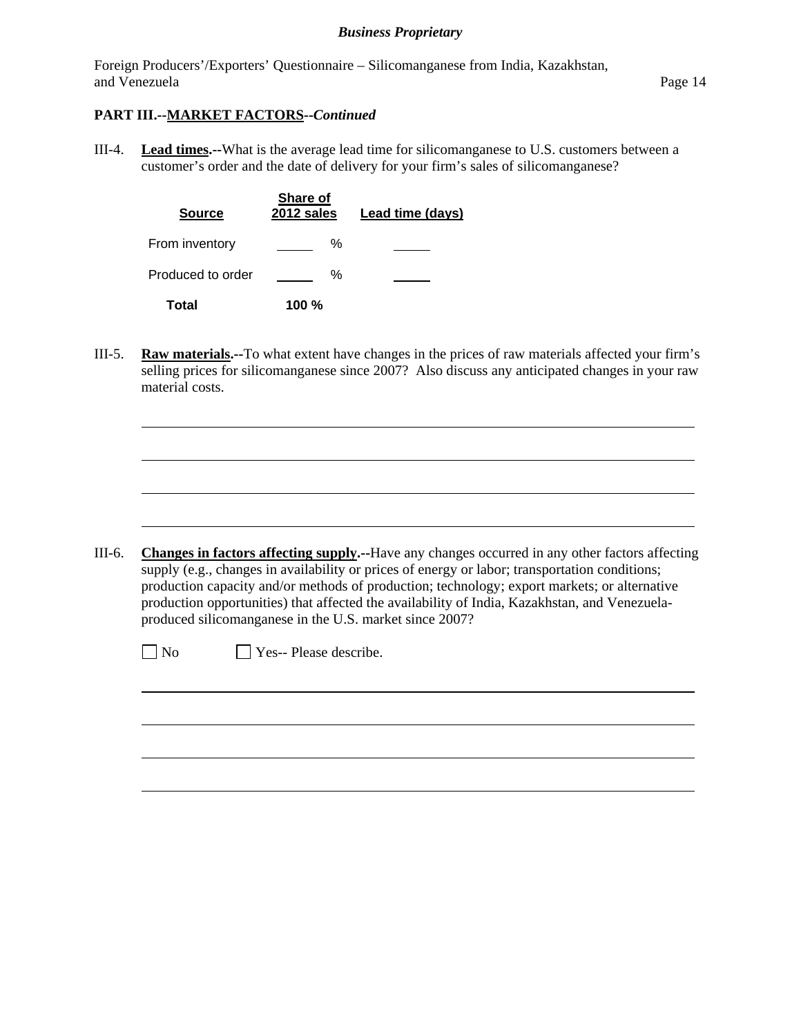**PART III.--MARKET FACTORS--*Continued***

III-4. **Lead times.--**What is the average lead time for silicomanganese to U.S. customers between a customer's order and the date of delivery for your firm's sales of silicomanganese?

| Source | Share of 2012 sales | Lead time (days) |
|---|---|---|
| From inventory | _____ % | _____ |
| Produced to order | _____ % | _____ |
| **Total** | **100 %** | |

III-5. **Raw materials.--**To what extent have changes in the prices of raw materials affected your firm's selling prices for silicomanganese since 2007? Also discuss any anticipated changes in your raw material costs.

________________________________________________________________________________

________________________________________________________________________________

________________________________________________________________________________

________________________________________________________________________________

III-6. **Changes in factors affecting supply.--**Have any changes occurred in any other factors affecting supply (e.g., changes in availability or prices of energy or labor; transportation conditions; production capacity and/or methods of production; technology; export markets; or alternative production opportunities) that affected the availability of India, Kazakhstan, and Venezuela-produced silicomanganese in the U.S. market since 2007?

☐ No ☐ Yes-- Please describe.

________________________________________________________________________________

________________________________________________________________________________

________________________________________________________________________________

________________________________________________________________________________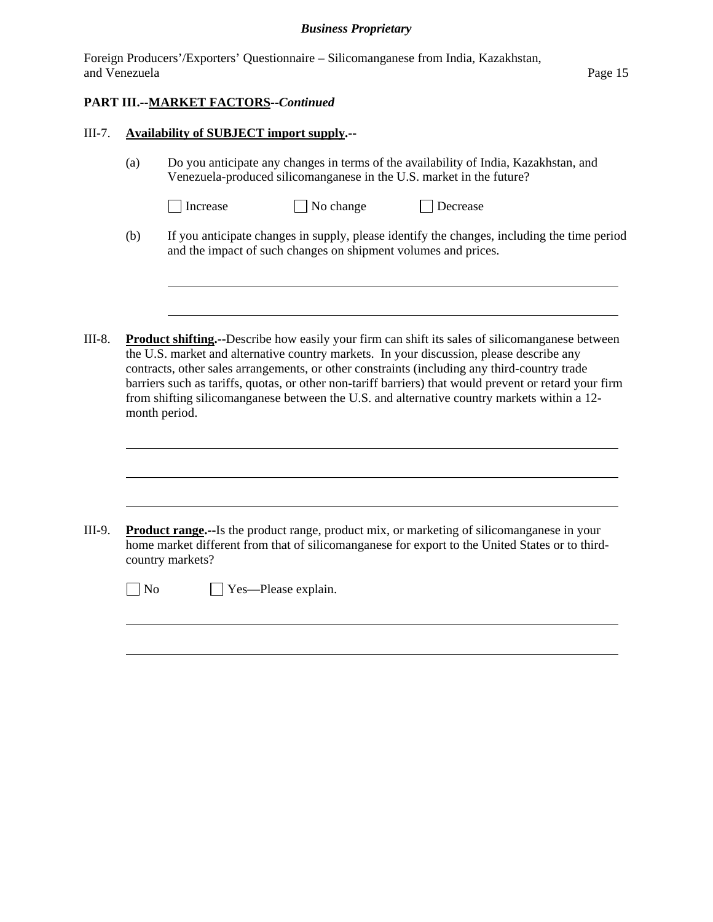**PART III.--MARKET FACTORS--*Continued***

III-7. **Availability of SUBJECT import supply.--**

(a) Do you anticipate any changes in terms of the availability of India, Kazakhstan, and Venezuela-produced silicomanganese in the U.S. market in the future?

☐ Increase ☐ No change ☐ Decrease

(b) If you anticipate changes in supply, please identify the changes, including the time period and the impact of such changes on shipment volumes and prices.

\_\_\_\_\_\_\_\_\_\_\_\_\_\_\_\_\_\_\_\_\_\_\_\_\_\_\_\_\_\_\_\_\_\_\_\_\_\_\_\_\_\_\_\_\_\_\_\_\_\_\_\_\_\_\_\_\_\_\_\_\_\_\_\_\_\_\_\_

\_\_\_\_\_\_\_\_\_\_\_\_\_\_\_\_\_\_\_\_\_\_\_\_\_\_\_\_\_\_\_\_\_\_\_\_\_\_\_\_\_\_\_\_\_\_\_\_\_\_\_\_\_\_\_\_\_\_\_\_\_\_\_\_\_\_\_\_

III-8. **Product shifting.--**Describe how easily your firm can shift its sales of silicomanganese between the U.S. market and alternative country markets. In your discussion, please describe any contracts, other sales arrangements, or other constraints (including any third-country trade barriers such as tariffs, quotas, or other non-tariff barriers) that would prevent or retard your firm from shifting silicomanganese between the U.S. and alternative country markets within a 12-month period.

\_\_\_\_\_\_\_\_\_\_\_\_\_\_\_\_\_\_\_\_\_\_\_\_\_\_\_\_\_\_\_\_\_\_\_\_\_\_\_\_\_\_\_\_\_\_\_\_\_\_\_\_\_\_\_\_\_\_\_\_\_\_\_\_\_\_\_\_

\_\_\_\_\_\_\_\_\_\_\_\_\_\_\_\_\_\_\_\_\_\_\_\_\_\_\_\_\_\_\_\_\_\_\_\_\_\_\_\_\_\_\_\_\_\_\_\_\_\_\_\_\_\_\_\_\_\_\_\_\_\_\_\_\_\_\_\_

\_\_\_\_\_\_\_\_\_\_\_\_\_\_\_\_\_\_\_\_\_\_\_\_\_\_\_\_\_\_\_\_\_\_\_\_\_\_\_\_\_\_\_\_\_\_\_\_\_\_\_\_\_\_\_\_\_\_\_\_\_\_\_\_\_\_\_\_

III-9. **Product range.--**Is the product range, product mix, or marketing of silicomanganese in your home market different from that of silicomanganese for export to the United States or to third-country markets?

☐ No ☐ Yes—Please explain.

\_\_\_\_\_\_\_\_\_\_\_\_\_\_\_\_\_\_\_\_\_\_\_\_\_\_\_\_\_\_\_\_\_\_\_\_\_\_\_\_\_\_\_\_\_\_\_\_\_\_\_\_\_\_\_\_\_\_\_\_\_\_\_\_\_\_\_\_

\_\_\_\_\_\_\_\_\_\_\_\_\_\_\_\_\_\_\_\_\_\_\_\_\_\_\_\_\_\_\_\_\_\_\_\_\_\_\_\_\_\_\_\_\_\_\_\_\_\_\_\_\_\_\_\_\_\_\_\_\_\_\_\_\_\_\_\_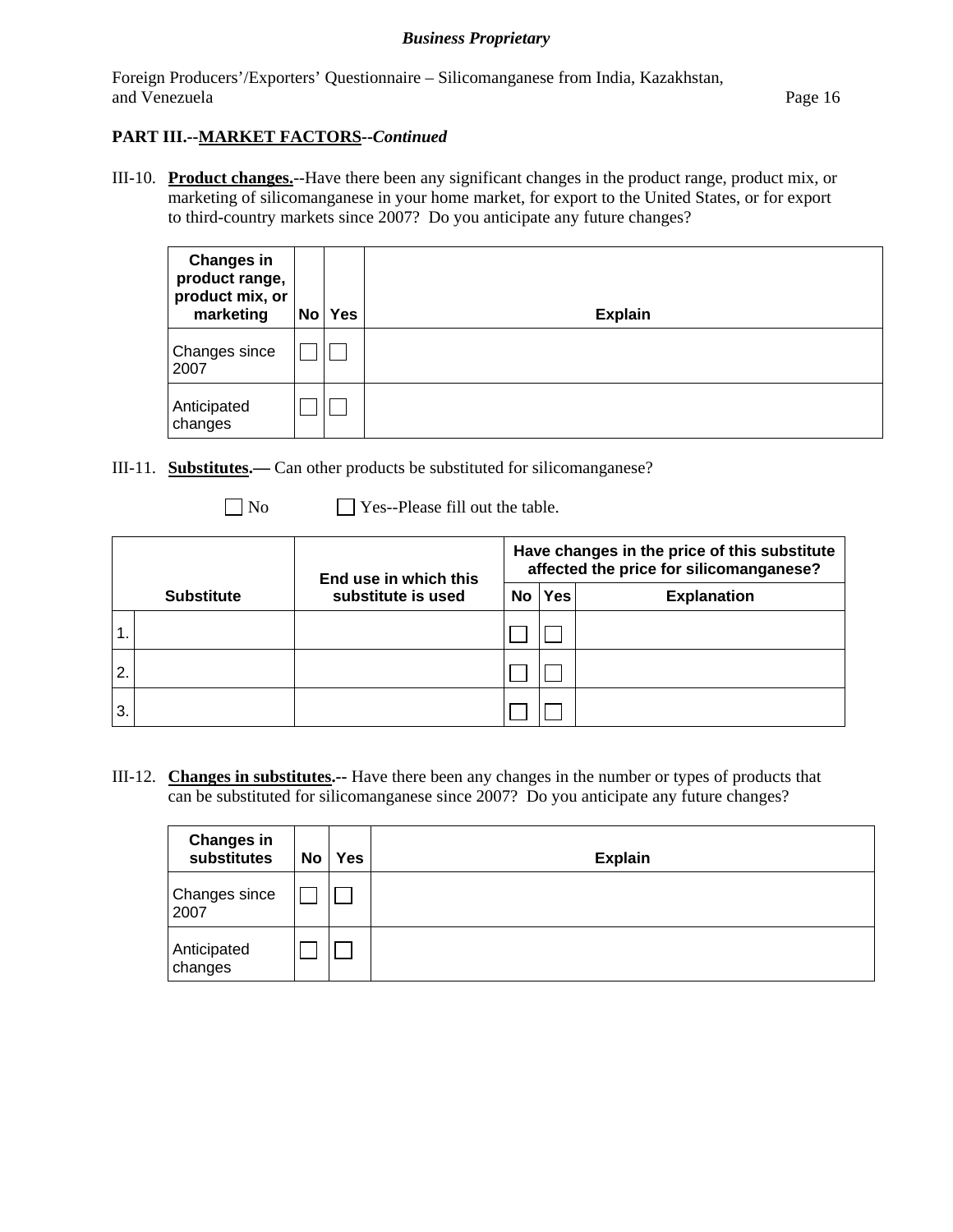**PART III.--MARKET FACTORS--*Continued***

III-10. **Product changes.**--Have there been any significant changes in the product range, product mix, or marketing of silicomanganese in your home market, for export to the United States, or for export to third-country markets since 2007? Do you anticipate any future changes?

| Changes in product range, product mix, or marketing | No | Yes | Explain |
|---|---|---|---|
| Changes since 2007 | ☐ | ☐ | |
| Anticipated changes | ☐ | ☐ | |

III-11. **Substitutes.—** Can other products be substituted for silicomanganese?

☐ No ☐ Yes--Please fill out the table.

| Substitute | | End use in which this substitute is used | Have changes in the price of this substitute affected the price for silicomanganese? | | |
|---|---|---|---|---|---|
| | | | No | Yes | Explanation |
| 1. | | | ☐ | ☐ | |
| 2. | | | ☐ | ☐ | |
| 3. | | | ☐ | ☐ | |

III-12. **Changes in substitutes.--** Have there been any changes in the number or types of products that can be substituted for silicomanganese since 2007? Do you anticipate any future changes?

| Changes in substitutes | No | Yes | Explain |
|---|---|---|---|
| Changes since 2007 | ☐ | ☐ | |
| Anticipated changes | ☐ | ☐ | |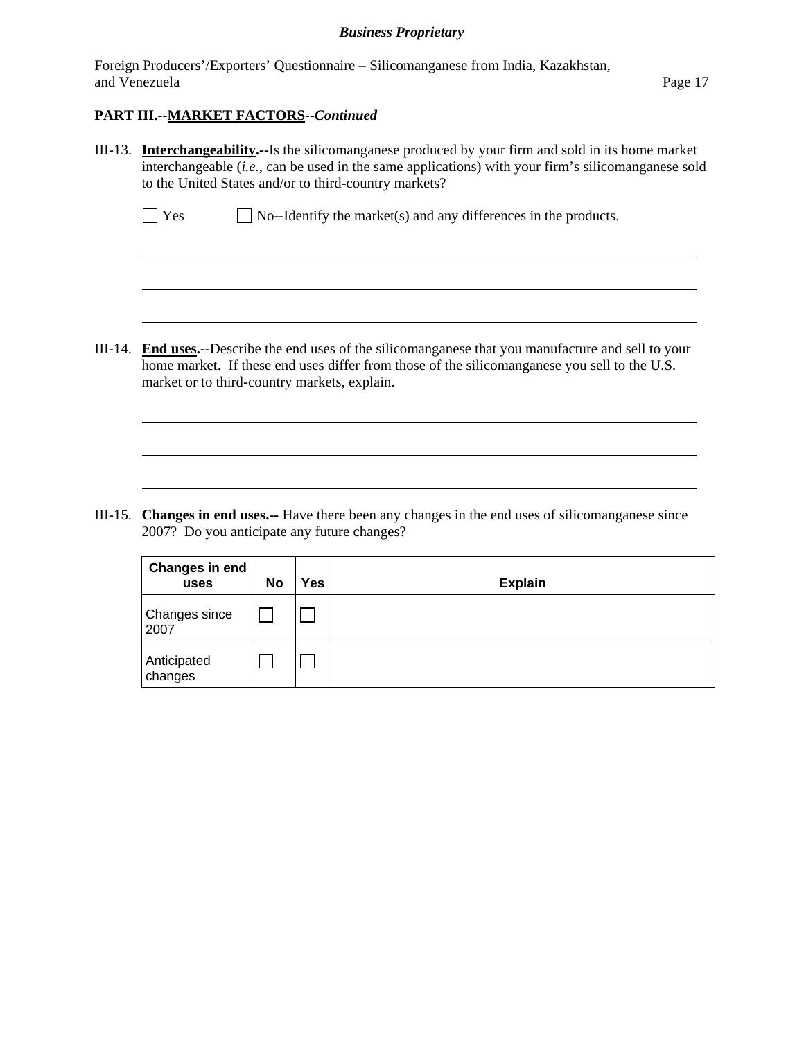## PART III.--MARKET FACTORS--*Continued*

III-13. **Interchangeability.--**Is the silicomanganese produced by your firm and sold in its home market interchangeable (*i.e.*, can be used in the same applications) with your firm's silicomanganese sold to the United States and/or to third-country markets?

☐ Yes ☐ No--Identify the market(s) and any differences in the products.

III-14. **End uses.--**Describe the end uses of the silicomanganese that you manufacture and sell to your home market. If these end uses differ from those of the silicomanganese you sell to the U.S. market or to third-country markets, explain.

III-15. **Changes in end uses.--** Have there been any changes in the end uses of silicomanganese since 2007? Do you anticipate any future changes?

| Changes in end uses | No | Yes | Explain |
|---|---|---|---|
| Changes since 2007 | ☐ | ☐ | |
| Anticipated changes | ☐ | ☐ | |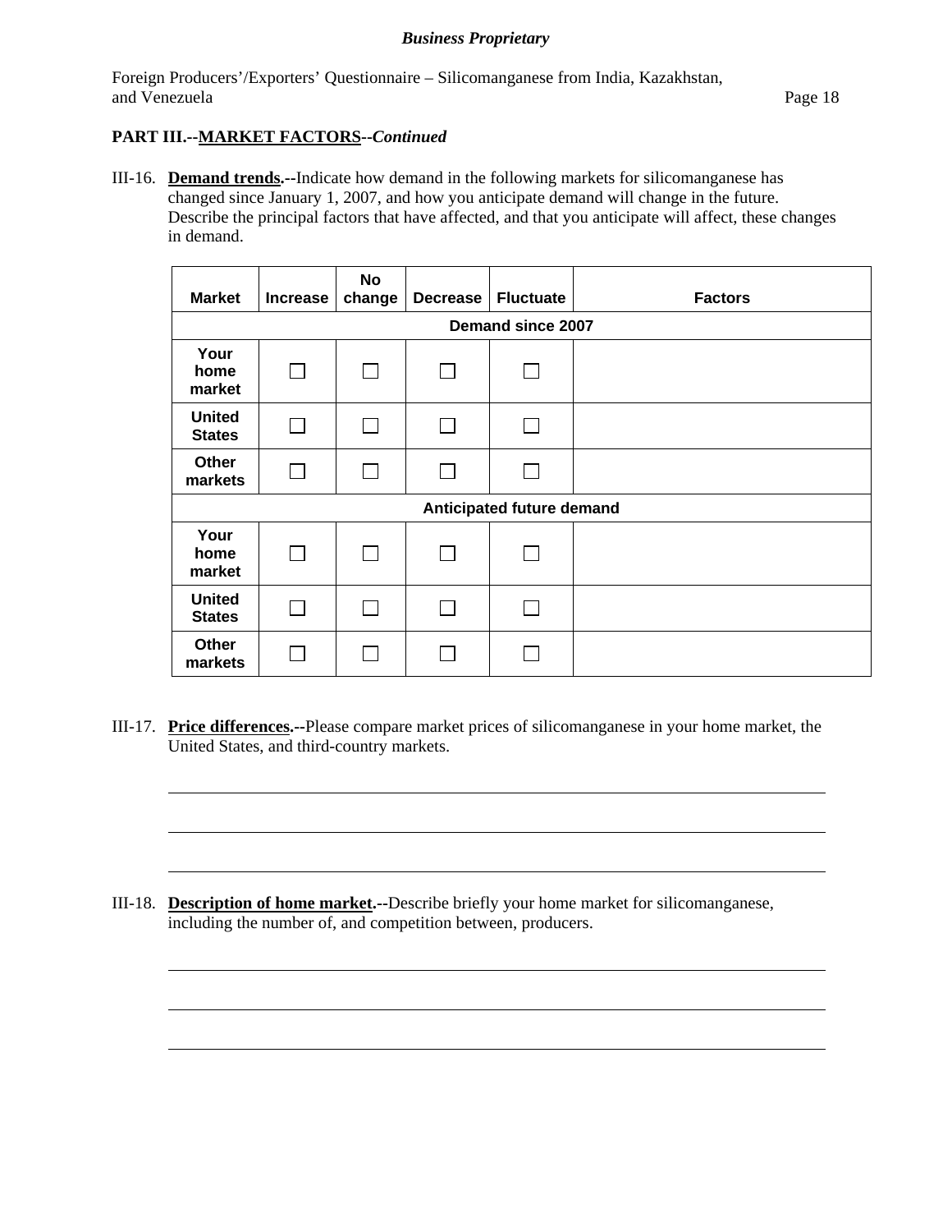**PART III.--MARKET FACTORS--*Continued***

III-16. **Demand trends.--**Indicate how demand in the following markets for silicomanganese has changed since January 1, 2007, and how you anticipate demand will change in the future. Describe the principal factors that have affected, and that you anticipate will affect, these changes in demand.

| Market | Increase | No change | Decrease | Fluctuate | Factors |
|---|---|---|---|---|---|
| **Demand since 2007** | | | | | |
| Your home market | ☐ | ☐ | ☐ | ☐ | |
| United States | ☐ | ☐ | ☐ | ☐ | |
| Other markets | ☐ | ☐ | ☐ | ☐ | |
| **Anticipated future demand** | | | | | |
| Your home market | ☐ | ☐ | ☐ | ☐ | |
| United States | ☐ | ☐ | ☐ | ☐ | |
| Other markets | ☐ | ☐ | ☐ | ☐ | |

III-17. **Price differences.--**Please compare market prices of silicomanganese in your home market, the United States, and third-country markets.

___________________________________________________________________________

___________________________________________________________________________

___________________________________________________________________________

III-18. **Description of home market.--**Describe briefly your home market for silicomanganese, including the number of, and competition between, producers.

___________________________________________________________________________

___________________________________________________________________________

___________________________________________________________________________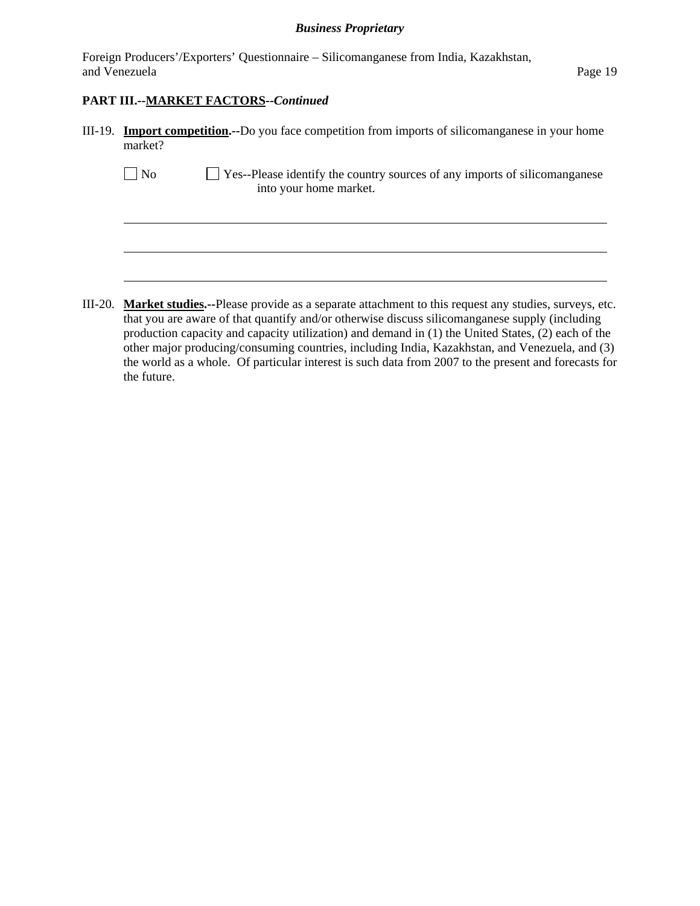**PART III.--MARKET FACTORS--*Continued***

III-19. **Import competition.--**Do you face competition from imports of silicomanganese in your home market?

☐ No ☐ Yes--Please identify the country sources of any imports of silicomanganese into your home market.

\_\_\_\_\_\_\_\_\_\_\_\_\_\_\_\_\_\_\_\_\_\_\_\_\_\_\_\_\_\_\_\_\_\_\_\_\_\_\_\_\_\_\_\_\_\_\_\_\_\_\_\_\_\_\_\_\_\_\_\_\_\_\_\_\_\_\_\_\_\_

\_\_\_\_\_\_\_\_\_\_\_\_\_\_\_\_\_\_\_\_\_\_\_\_\_\_\_\_\_\_\_\_\_\_\_\_\_\_\_\_\_\_\_\_\_\_\_\_\_\_\_\_\_\_\_\_\_\_\_\_\_\_\_\_\_\_\_\_\_\_

\_\_\_\_\_\_\_\_\_\_\_\_\_\_\_\_\_\_\_\_\_\_\_\_\_\_\_\_\_\_\_\_\_\_\_\_\_\_\_\_\_\_\_\_\_\_\_\_\_\_\_\_\_\_\_\_\_\_\_\_\_\_\_\_\_\_\_\_\_\_

III-20. **Market studies.--**Please provide as a separate attachment to this request any studies, surveys, etc. that you are aware of that quantify and/or otherwise discuss silicomanganese supply (including production capacity and capacity utilization) and demand in (1) the United States, (2) each of the other major producing/consuming countries, including India, Kazakhstan, and Venezuela, and (3) the world as a whole. Of particular interest is such data from 2007 to the present and forecasts for the future.